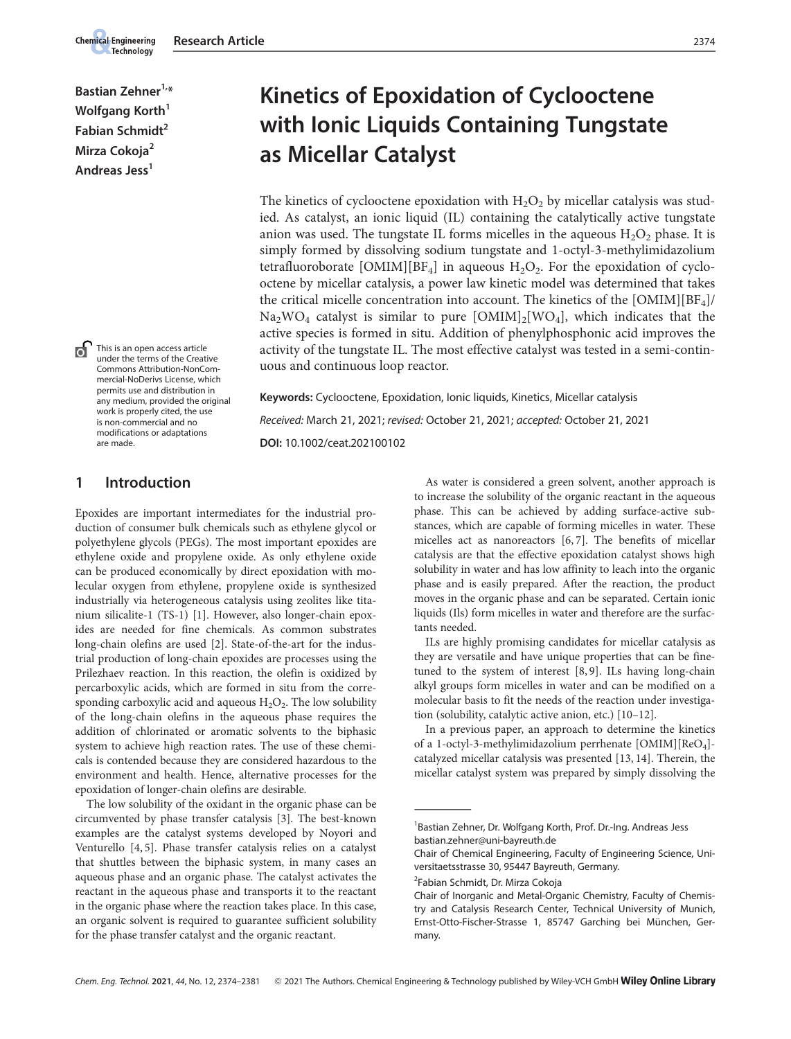# Kinetics of Epoxidation of Cyclooctene with Ionic Liquids Containing Tungstate as Micellar Catalyst

**Bastian Zehner[1,*], Wolfgang Korth[1], Fabian Schmidt[2], Mirza Cokoja[2], Andreas Jess[1]**

The kinetics of cyclooctene epoxidation with $H_2O_2$ by micellar catalysis was studied. As catalyst, an ionic liquid (IL) containing the catalytically active tungstate anion was used. The tungstate IL forms micelles in the aqueous $H_2O_2$ phase. It is simply formed by dissolving sodium tungstate and 1-octyl-3-methylimidazolium tetrafluoroborate [OMIM][$BF_4$] in aqueous $H_2O_2$. For the epoxidation of cyclooctene by micellar catalysis, a power law kinetic model was determined that takes the critical micelle concentration into account. The kinetics of the [OMIM][$BF_4$]/$Na_2WO_4$ catalyst is similar to pure $[OMIM]_2[WO_4]$, which indicates that the active species is formed in situ. Addition of phenylphosphonic acid improves the activity of the tungstate IL. The most effective catalyst was tested in a semi-continuous and continuous loop reactor.

**Keywords:** Cyclooctene, Epoxidation, Ionic liquids, Kinetics, Micellar catalysis

*Received:* March 21, 2021; *revised:* October 21, 2021; *accepted:* October 21, 2021

**DOI:** 10.1002/ceat.202100102

This is an open access article under the terms of the Creative Commons Attribution-NonCommercial-NoDerivs License, which permits use and distribution in any medium, provided the original work is properly cited, the use is non-commercial and no modifications or adaptations are made.

## 1 Introduction

Epoxides are important intermediates for the industrial production of consumer bulk chemicals such as ethylene glycol or polyethylene glycols (PEGs). The most important epoxides are ethylene oxide and propylene oxide. As only ethylene oxide can be produced economically by direct epoxidation with molecular oxygen from ethylene, propylene oxide is synthesized industrially via heterogeneous catalysis using zeolites like titanium silicalite-1 (TS-1) [1]. However, also longer-chain epoxides are needed for fine chemicals. As common substrates long-chain olefins are used [2]. State-of-the-art for the industrial production of long-chain epoxides are processes using the Prilezhaev reaction. In this reaction, the olefin is oxidized by percarboxylic acids, which are formed in situ from the corresponding carboxylic acid and aqueous $H_2O_2$. The low solubility of the long-chain olefins in the aqueous phase requires the addition of chlorinated or aromatic solvents to the biphasic system to achieve high reaction rates. The use of these chemicals is contended because they are considered hazardous to the environment and health. Hence, alternative processes for the epoxidation of longer-chain olefins are desirable.

The low solubility of the oxidant in the organic phase can be circumvented by phase transfer catalysis [3]. The best-known examples are the catalyst systems developed by Noyori and Venturello [4, 5]. Phase transfer catalysis relies on a catalyst that shuttles between the biphasic system, in many cases an aqueous phase and an organic phase. The catalyst activates the reactant in the aqueous phase and transports it to the reactant in the organic phase where the reaction takes place. In this case, an organic solvent is required to guarantee sufficient solubility for the phase transfer catalyst and the organic reactant.

As water is considered a green solvent, another approach is to increase the solubility of the organic reactant in the aqueous phase. This can be achieved by adding surface-active substances, which are capable of forming micelles in water. These micelles act as nanoreactors [6, 7]. The benefits of micellar catalysis are that the effective epoxidation catalyst shows high solubility in water and has low affinity to leach into the organic phase and is easily prepared. After the reaction, the product moves in the organic phase and can be separated. Certain ionic liquids (Ils) form micelles in water and therefore are the surfactants needed.

ILs are highly promising candidates for micellar catalysis as they are versatile and have unique properties that can be fine-tuned to the system of interest [8, 9]. ILs having long-chain alkyl groups form micelles in water and can be modified on a molecular basis to fit the needs of the reaction under investigation (solubility, catalytic active anion, etc.) [10–12].

In a previous paper, an approach to determine the kinetics of a 1-octyl-3-methylimidazolium perrhenate [OMIM][$ReO_4$]-catalyzed micellar catalysis was presented [13, 14]. Therein, the micellar catalyst system was prepared by simply dissolving the

---

[1] Bastian Zehner, Dr. Wolfgang Korth, Prof. Dr.-Ing. Andreas Jess
bastian.zehner@uni-bayreuth.de
Chair of Chemical Engineering, Faculty of Engineering Science, Universitaetsstrasse 30, 95447 Bayreuth, Germany.

[2] Fabian Schmidt, Dr. Mirza Cokoja
Chair of Inorganic and Metal-Organic Chemistry, Faculty of Chemistry and Catalysis Research Center, Technical University of Munich, Ernst-Otto-Fischer-Strasse 1, 85747 Garching bei München, Germany.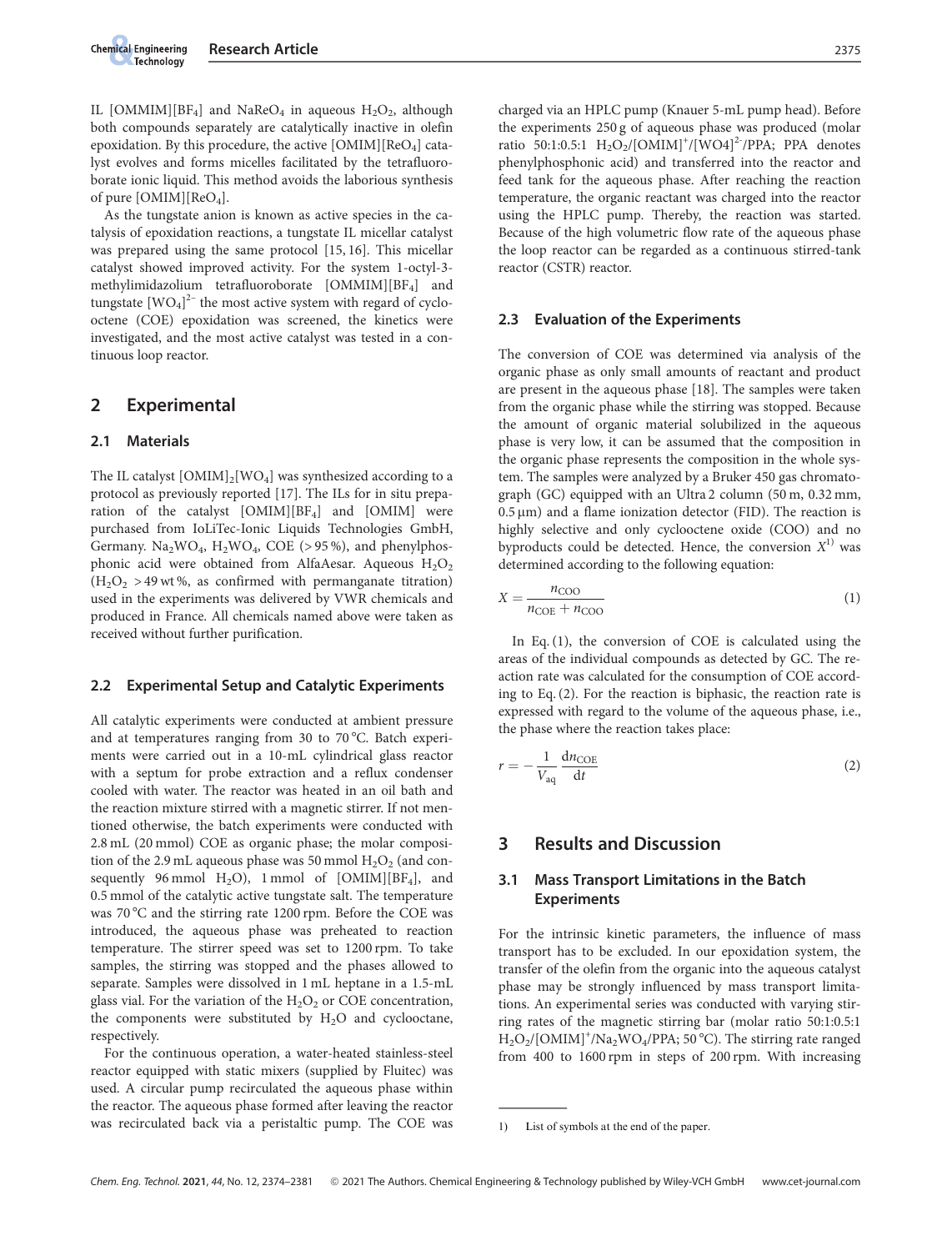IL [OMMIM][$BF_4$] and $NaReO_4$ in aqueous $H_2O_2$, although both compounds separately are catalytically inactive in olefin epoxidation. By this procedure, the active [OMIM][$ReO_4$] catalyst evolves and forms micelles facilitated by the tetrafluoroborate ionic liquid. This method avoids the laborious synthesis of pure [OMIM][$ReO_4$].

As the tungstate anion is known as active species in the catalysis of epoxidation reactions, a tungstate IL micellar catalyst was prepared using the same protocol [15, 16]. This micellar catalyst showed improved activity. For the system 1-octyl-3-methylimidazolium tetrafluoroborate [OMMIM][$BF_4$] and tungstate $[WO_4]^{2-}$ the most active system with regard of cyclooctene (COE) epoxidation was screened, the kinetics were investigated, and the most active catalyst was tested in a continuous loop reactor.

## 2 Experimental

### 2.1 Materials

The IL catalyst $[OMIM]_2[WO_4]$ was synthesized according to a protocol as previously reported [17]. The ILs for in situ preparation of the catalyst [OMIM][$BF_4$] and [OMIM] were purchased from IoLiTec-Ionic Liquids Technologies GmbH, Germany. $Na_2WO_4$, $H_2WO_4$, COE (> 95 %), and phenylphosphonic acid were obtained from AlfaAesar. Aqueous $H_2O_2$ ($H_2O_2$ > 49 wt %, as confirmed with permanganate titration) used in the experiments was delivered by VWR chemicals and produced in France. All chemicals named above were taken as received without further purification.

### 2.2 Experimental Setup and Catalytic Experiments

All catalytic experiments were conducted at ambient pressure and at temperatures ranging from 30 to 70 °C. Batch experiments were carried out in a 10-mL cylindrical glass reactor with a septum for probe extraction and a reflux condenser cooled with water. The reactor was heated in an oil bath and the reaction mixture stirred with a magnetic stirrer. If not mentioned otherwise, the batch experiments were conducted with 2.8 mL (20 mmol) COE as organic phase; the molar composition of the 2.9 mL aqueous phase was 50 mmol $H_2O_2$ (and consequently 96 mmol $H_2O$), 1 mmol of [OMIM][$BF_4$], and 0.5 mmol of the catalytic active tungstate salt. The temperature was 70 °C and the stirring rate 1200 rpm. Before the COE was introduced, the aqueous phase was preheated to reaction temperature. The stirrer speed was set to 1200 rpm. To take samples, the stirring was stopped and the phases allowed to separate. Samples were dissolved in 1 mL heptane in a 1.5-mL glass vial. For the variation of the $H_2O_2$ or COE concentration, the components were substituted by $H_2O$ and cyclooctane, respectively.

For the continuous operation, a water-heated stainless-steel reactor equipped with static mixers (supplied by Fluitec) was used. A circular pump recirculated the aqueous phase within the reactor. The aqueous phase formed after leaving the reactor was recirculated back via a peristaltic pump. The COE was charged via an HPLC pump (Knauer 5-mL pump head). Before the experiments 250 g of aqueous phase was produced (molar ratio 50:1:0.5:1 $H_2O_2$/$[OMIM]^+$/$[WO4]^{2-}$/PPA; PPA denotes phenylphosphonic acid) and transferred into the reactor and feed tank for the aqueous phase. After reaching the reaction temperature, the organic reactant was charged into the reactor using the HPLC pump. Thereby, the reaction was started. Because of the high volumetric flow rate of the aqueous phase the loop reactor can be regarded as a continuous stirred-tank reactor (CSTR) reactor.

### 2.3 Evaluation of the Experiments

The conversion of COE was determined via analysis of the organic phase as only small amounts of reactant and product are present in the aqueous phase [18]. The samples were taken from the organic phase while the stirring was stopped. Because the amount of organic material solubilized in the aqueous phase is very low, it can be assumed that the composition in the organic phase represents the composition in the whole system. The samples were analyzed by a Bruker 450 gas chromatograph (GC) equipped with an Ultra 2 column (50 m, 0.32 mm, 0.5 µm) and a flame ionization detector (FID). The reaction is highly selective and only cyclooctene oxide (COO) and no byproducts could be detected. Hence, the conversion $X$[1] was determined according to the following equation:

$$X = \frac{n_{\mathrm{COO}}}{n_{\mathrm{COE}} + n_{\mathrm{COO}}} \tag{1}$$

In Eq. (1), the conversion of COE is calculated using the areas of the individual compounds as detected by GC. The reaction rate was calculated for the consumption of COE according to Eq. (2). For the reaction is biphasic, the reaction rate is expressed with regard to the volume of the aqueous phase, i.e., the phase where the reaction takes place:

$$r = -\frac{1}{V_{\mathrm{aq}}} \frac{\mathrm{d}n_{\mathrm{COE}}}{\mathrm{d}t} \tag{2}$$

## 3 Results and Discussion

### 3.1 Mass Transport Limitations in the Batch Experiments

For the intrinsic kinetic parameters, the influence of mass transport has to be excluded. In our epoxidation system, the transfer of the olefin from the organic into the aqueous catalyst phase may be strongly influenced by mass transport limitations. An experimental series was conducted with varying stirring rates of the magnetic stirring bar (molar ratio 50:1:0.5:1 $H_2O_2$/$[OMIM]^+$/$Na_2WO_4$/PPA; 50 °C). The stirring rate ranged from 400 to 1600 rpm in steps of 200 rpm. With increasing

1) List of symbols at the end of the paper.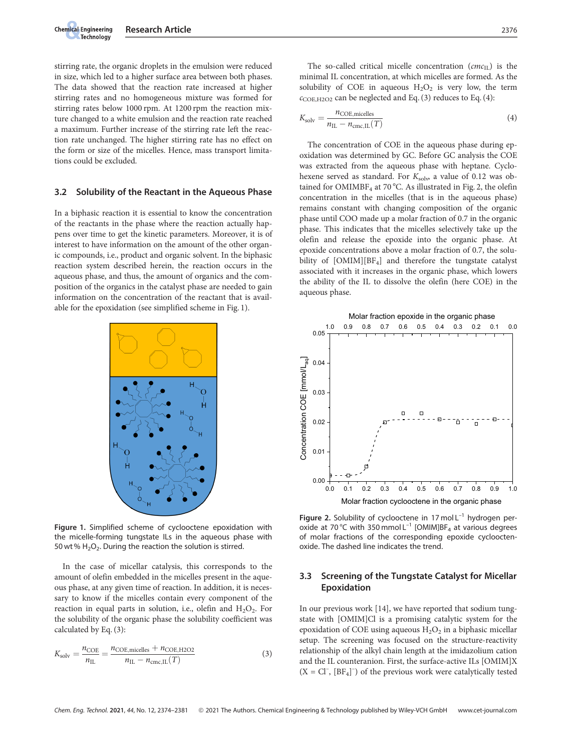stirring rate, the organic droplets in the emulsion were reduced in size, which led to a higher surface area between both phases. The data showed that the reaction rate increased at higher stirring rates and no homogeneous mixture was formed for stirring rates below 1000 rpm. At 1200 rpm the reaction mixture changed to a white emulsion and the reaction rate reached a maximum. Further increase of the stirring rate left the reaction rate unchanged. The higher stirring rate has no effect on the form or size of the micelles. Hence, mass transport limitations could be excluded.

### 3.2 Solubility of the Reactant in the Aqueous Phase

In a biphasic reaction it is essential to know the concentration of the reactants in the phase where the reaction actually happens over time to get the kinetic parameters. Moreover, it is of interest to have information on the amount of the other organic compounds, i.e., product and organic solvent. In the biphasic reaction system described herein, the reaction occurs in the aqueous phase, and thus, the amount of organics and the composition of the organics in the catalyst phase are needed to gain information on the concentration of the reactant that is available for the epoxidation (see simplified scheme in Fig. 1).

Figure 1. Simplified scheme of cyclooctene epoxidation with the micelle-forming tungstate ILs in the aqueous phase with 50 wt % $H_2O_2$. During the reaction the solution is stirred.

In the case of micellar catalysis, this corresponds to the amount of olefin embedded in the micelles present in the aqueous phase, at any given time of reaction. In addition, it is necessary to know if the micelles contain every component of the reaction in equal parts in solution, i.e., olefin and $H_2O_2$. For the solubility of the organic phase the solubility coefficient was calculated by Eq. (3):

$$K_{\text{solv}} = \frac{n_{\text{COE}}}{n_{\text{IL}}} = \frac{n_{\text{COE,micelles}} + n_{\text{COE,H2O2}}}{n_{\text{IL}} - n_{\text{cmc,IL}}(T)} \quad (3)$$

The so-called critical micelle concentration ($cmc_{\text{IL}}$) is the minimal IL concentration, at which micelles are formed. As the solubility of COE in aqueous $H_2O_2$ is very low, the term $c_{\text{COE,H2O2}}$ can be neglected and Eq. (3) reduces to Eq. (4):

$$K_{\text{solv}} = \frac{n_{\text{COE,micelles}}}{n_{\text{IL}} - n_{\text{cmc,IL}}(T)} \quad (4)$$

The concentration of COE in the aqueous phase during epoxidation was determined by GC. Before GC analysis the COE was extracted from the aqueous phase with heptane. Cyclohexene served as standard. For $K_{\text{solv}}$, a value of 0.12 was obtained for $OMIMBF_4$ at 70 °C. As illustrated in Fig. 2, the olefin concentration in the micelles (that is in the aqueous phase) remains constant with changing composition of the organic phase until COO made up a molar fraction of 0.7 in the organic phase. This indicates that the micelles selectively take up the olefin and release the epoxide into the organic phase. At epoxide concentrations above a molar fraction of 0.7, the solubility of $[OMIM][BF_4]$ and therefore the tungstate catalyst associated with it increases in the organic phase, which lowers the ability of the IL to dissolve the olefin (here COE) in the aqueous phase.

Figure 2. Solubility of cyclooctene in 17 mol $L^{-1}$ hydrogen peroxide at 70 °C with 350 mmol $L^{-1}$ $[OMIM]BF_4$ at various degrees of molar fractions of the corresponding epoxide cyclooctenoxide. The dashed line indicates the trend.

### 3.3 Screening of the Tungstate Catalyst for Micellar Epoxidation

In our previous work [14], we have reported that sodium tungstate with [OMIM]Cl is a promising catalytic system for the epoxidation of COE using aqueous $H_2O_2$ in a biphasic micellar setup. The screening was focused on the structure-reactivity relationship of the alkyl chain length at the imidazolium cation and the IL counteranion. First, the surface-active ILs [OMIM]X ($X = Cl^-$, $[BF_4]^-$) of the previous work were catalytically tested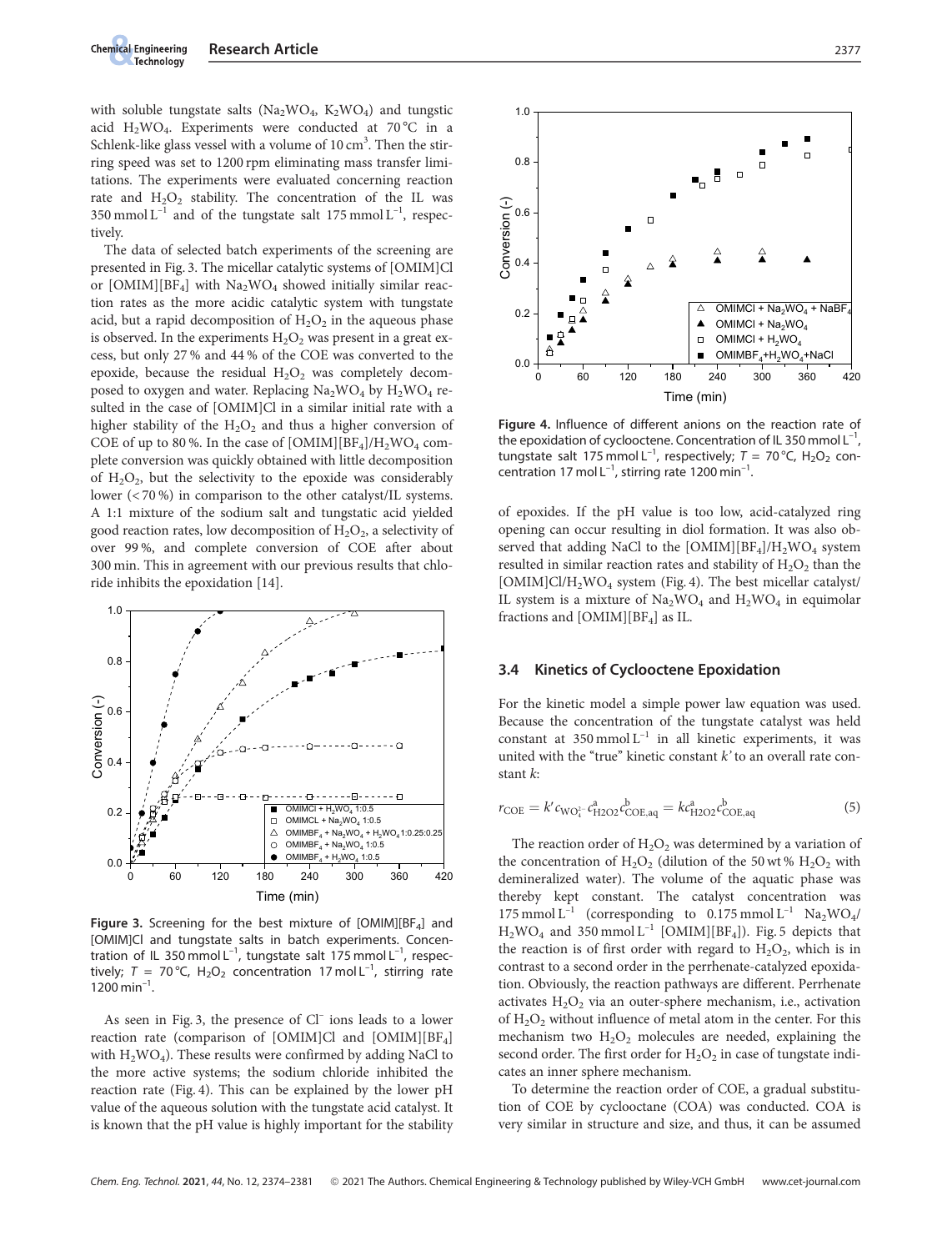with soluble tungstate salts ($Na_2WO_4$, $K_2WO_4$) and tungstic acid $H_2WO_4$. Experiments were conducted at 70 °C in a Schlenk-like glass vessel with a volume of 10 $cm^3$. Then the stirring speed was set to 1200 rpm eliminating mass transfer limitations. The experiments were evaluated concerning reaction rate and $H_2O_2$ stability. The concentration of the IL was 350 mmol $L^{-1}$ and of the tungstate salt 175 mmol $L^{-1}$, respectively.

The data of selected batch experiments of the screening are presented in Fig. 3. The micellar catalytic systems of [OMIM]Cl or [OMIM][$BF_4$] with $Na_2WO_4$ showed initially similar reaction rates as the more acidic catalytic system with tungstate acid, but a rapid decomposition of $H_2O_2$ in the aqueous phase is observed. In the experiments $H_2O_2$ was present in a great excess, but only 27 % and 44 % of the COE was converted to the epoxide, because the residual $H_2O_2$ was completely decomposed to oxygen and water. Replacing $Na_2WO_4$ by $H_2WO_4$ resulted in the case of [OMIM]Cl in a similar initial rate with a higher stability of the $H_2O_2$ and thus a higher conversion of COE of up to 80 %. In the case of [OMIM][$BF_4$]/$H_2WO_4$ complete conversion was quickly obtained with little decomposition of $H_2O_2$, but the selectivity to the epoxide was considerably lower (< 70 %) in comparison to the other catalyst/IL systems. A 1:1 mixture of the sodium salt and tungstic acid yielded good reaction rates, low decomposition of $H_2O_2$, a selectivity of over 99 %, and complete conversion of COE after about 300 min. This in agreement with our previous results that chloride inhibits the epoxidation [14].

**Figure 3.** Screening for the best mixture of [OMIM][$BF_4$] and [OMIM]Cl and tungstate salts in batch experiments. Concentration of IL 350 mmol $L^{-1}$, tungstate salt 175 mmol $L^{-1}$, respectively; $T$ = 70 °C, $H_2O_2$ concentration 17 mol $L^{-1}$, stirring rate 1200 $min^{-1}$.

As seen in Fig. 3, the presence of $Cl^-$ ions leads to a lower reaction rate (comparison of [OMIM]Cl and [OMIM][$BF_4$] with $H_2WO_4$). These results were confirmed by adding NaCl to the more active systems; the sodium chloride inhibited the reaction rate (Fig. 4). This can be explained by the lower pH value of the aqueous solution with the tungstate acid catalyst. It is known that the pH value is highly important for the stability of epoxides. If the pH value is too low, acid-catalyzed ring opening can occur resulting in diol formation. It was also observed that adding NaCl to the [OMIM][$BF_4$]/$H_2WO_4$ system resulted in similar reaction rates and stability of $H_2O_2$ than the [OMIM]Cl/$H_2WO_4$ system (Fig. 4). The best micellar catalyst/IL system is a mixture of $Na_2WO_4$ and $H_2WO_4$ in equimolar fractions and [OMIM][$BF_4$] as IL.

**Figure 4.** Influence of different anions on the reaction rate of the epoxidation of cyclooctene. Concentration of IL 350 mmol $L^{-1}$, tungstate salt 175 mmol $L^{-1}$, respectively; $T$ = 70 °C, $H_2O_2$ concentration 17 mol $L^{-1}$, stirring rate 1200 $min^{-1}$.

### 3.4 Kinetics of Cyclooctene Epoxidation

For the kinetic model a simple power law equation was used. Because the concentration of the tungstate catalyst was held constant at 350 mmol $L^{-1}$ in all kinetic experiments, it was united with the "true" kinetic constant $k'$ to an overall rate constant $k$:

$$r_{COE} = k' c_{WO_4^{2-}} c_{H2O2}^{a} c_{COE,aq}^{b} = k c_{H2O2}^{a} c_{COE,aq}^{b} \tag{5}$$

The reaction order of $H_2O_2$ was determined by a variation of the concentration of $H_2O_2$ (dilution of the 50 wt % $H_2O_2$ with demineralized water). The volume of the aquatic phase was thereby kept constant. The catalyst concentration was 175 mmol $L^{-1}$ (corresponding to 0.175 mmol $L^{-1}$ $Na_2WO_4$/$H_2WO_4$ and 350 mmol $L^{-1}$ [OMIM][$BF_4$]). Fig. 5 depicts that the reaction is of first order with regard to $H_2O_2$, which is in contrast to a second order in the perrhenate-catalyzed epoxidation. Obviously, the reaction pathways are different. Perrhenate activates $H_2O_2$ via an outer-sphere mechanism, i.e., activation of $H_2O_2$ without influence of metal atom in the center. For this mechanism two $H_2O_2$ molecules are needed, explaining the second order. The first order for $H_2O_2$ in case of tungstate indicates an inner sphere mechanism.

To determine the reaction order of COE, a gradual substitution of COE by cyclooctane (COA) was conducted. COA is very similar in structure and size, and thus, it can be assumed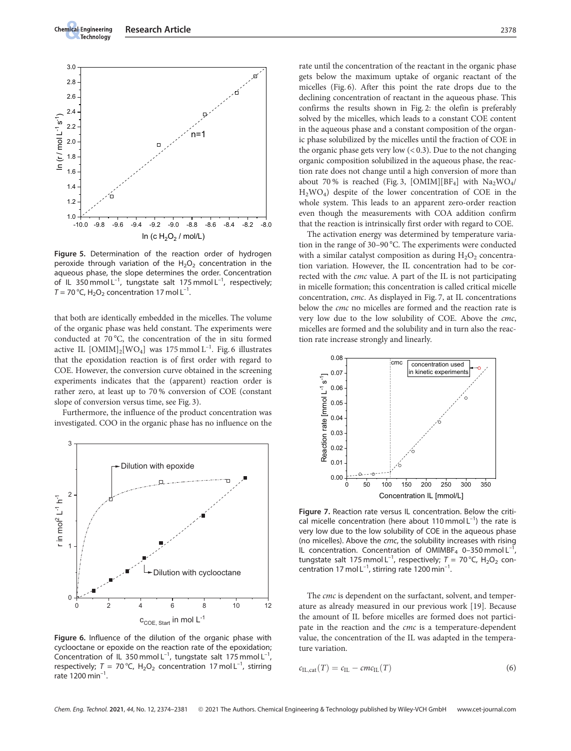Figure 5. Determination of the reaction order of hydrogen peroxide through variation of the $H_2O_2$ concentration in the aqueous phase, the slope determines the order. Concentration of IL $350\ \mathrm{mmol\,L^{-1}}$, tungstate salt $175\ \mathrm{mmol\,L^{-1}}$, respectively; $T = 70\,°C$, $H_2O_2$ concentration $17\ \mathrm{mol\,L^{-1}}$.

that both are identically embedded in the micelles. The volume of the organic phase was held constant. The experiments were conducted at 70 °C, the concentration of the in situ formed active IL $[OMIM]_2[WO_4]$ was $175\ \mathrm{mmol\,L^{-1}}$. Fig. 6 illustrates that the epoxidation reaction is of first order with regard to COE. However, the conversion curve obtained in the screening experiments indicates that the (apparent) reaction order is rather zero, at least up to 70 % conversion of COE (constant slope of conversion versus time, see Fig. 3).

Furthermore, the influence of the product concentration was investigated. COO in the organic phase has no influence on the rate until the concentration of the reactant in the organic phase gets below the maximum uptake of organic reactant of the micelles (Fig. 6). After this point the rate drops due to the declining concentration of reactant in the aqueous phase. This confirms the results shown in Fig. 2: the olefin is preferably solved by the micelles, which leads to a constant COE content in the aqueous phase and a constant composition of the organic phase solubilized by the micelles until the fraction of COE in the organic phase gets very low (< 0.3). Due to the not changing organic composition solubilized in the aqueous phase, the reaction rate does not change until a high conversion of more than about 70 % is reached (Fig. 3, $[OMIM][BF_4]$ with $Na_2WO_4$/$H_2WO_4$) despite of the lower concentration of COE in the whole system. This leads to an apparent zero-order reaction even though the measurements with COA addition confirm that the reaction is intrinsically first order with regard to COE.

Figure 6. Influence of the dilution of the organic phase with cyclooctane or epoxide on the reaction rate of the epoxidation; Concentration of IL $350\ \mathrm{mmol\,L^{-1}}$, tungstate salt $175\ \mathrm{mmol\,L^{-1}}$, respectively; $T = 70\,°C$, $H_2O_2$ concentration $17\ \mathrm{mol\,L^{-1}}$, stirring rate $1200\ \mathrm{min^{-1}}$.

The activation energy was determined by temperature variation in the range of 30–90 °C. The experiments were conducted with a similar catalyst composition as during $H_2O_2$ concentration variation. However, the IL concentration had to be corrected with the *cmc* value. A part of the IL is not participating in micelle formation; this concentration is called critical micelle concentration, *cmc*. As displayed in Fig. 7, at IL concentrations below the *cmc* no micelles are formed and the reaction rate is very low due to the low solubility of COE. Above the *cmc*, micelles are formed and the solubility and in turn also the reaction rate increase strongly and linearly.

Figure 7. Reaction rate versus IL concentration. Below the critical micelle concentration (here about $110\ \mathrm{mmol\,L^{-1}}$) the rate is very low due to the low solubility of COE in the aqueous phase (no micelles). Above the *cmc*, the solubility increases with rising IL concentration. Concentration of $OMIMBF_4$ 0–350 $\mathrm{mmol\,L^{-1}}$, tungstate salt $175\ \mathrm{mmol\,L^{-1}}$, respectively; $T = 70\,°C$, $H_2O_2$ concentration $17\ \mathrm{mol\,L^{-1}}$, stirring rate $1200\ \mathrm{min^{-1}}$.

The *cmc* is dependent on the surfactant, solvent, and temperature as already measured in our previous work [19]. Because the amount of IL before micelles are formed does not participate in the reaction and the *cmc* is a temperature-dependent value, the concentration of the IL was adapted in the temperature variation.

$$c_{\mathrm{IL,cat}}(T) = c_{\mathrm{IL}} - cmc_{\mathrm{IL}}(T) \tag{6}$$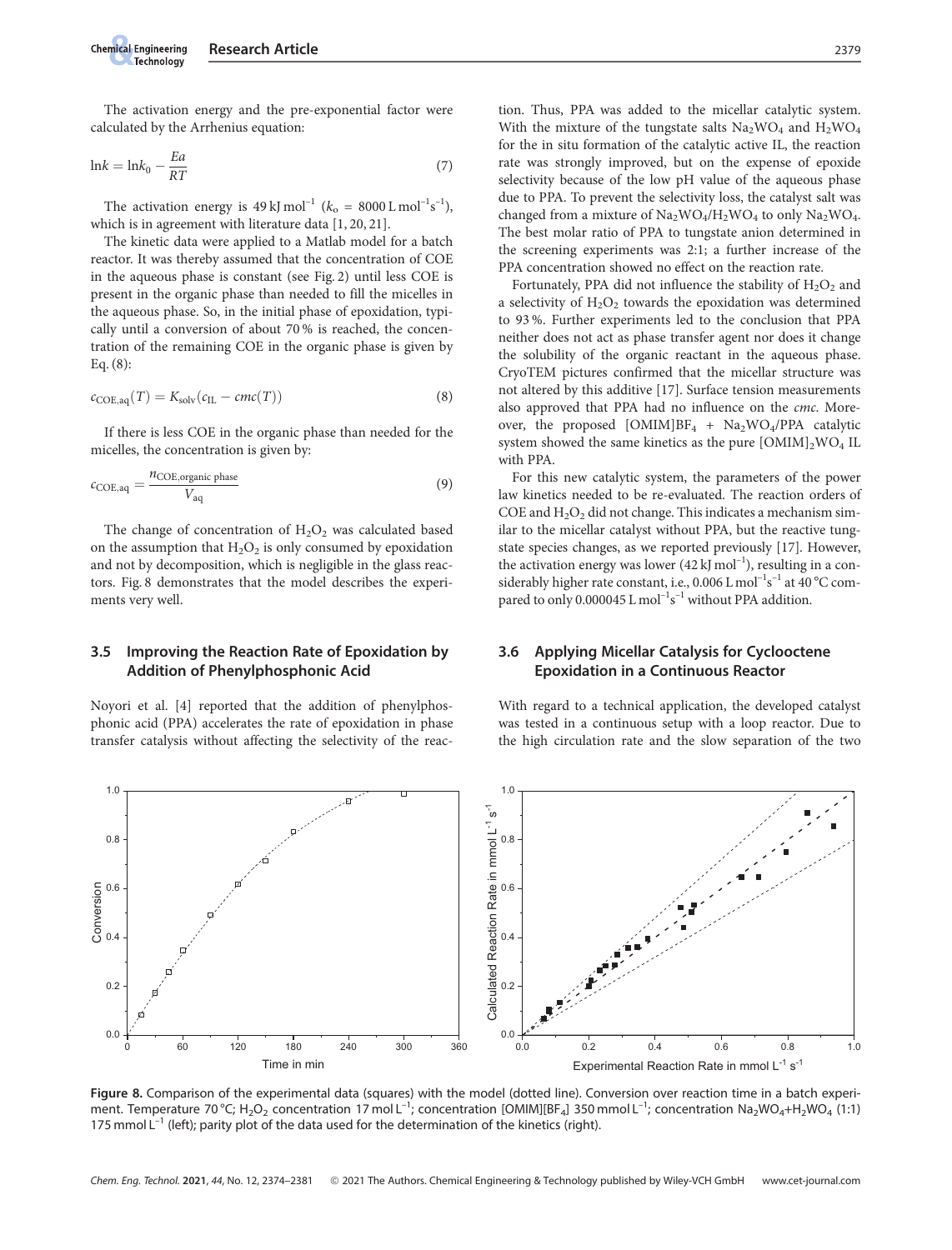The activation energy and the pre-exponential factor were calculated by the Arrhenius equation:

$$\ln k = \ln k_0 - \frac{Ea}{RT} \tag{7}$$

The activation energy is $49\,\text{kJ}\,\text{mol}^{-1}$ ($k_o = 8000\,\text{L}\,\text{mol}^{-1}\text{s}^{-1}$), which is in agreement with literature data [1, 20, 21].

The kinetic data were applied to a Matlab model for a batch reactor. It was thereby assumed that the concentration of COE in the aqueous phase is constant (see Fig. 2) until less COE is present in the organic phase than needed to fill the micelles in the aqueous phase. So, in the initial phase of epoxidation, typically until a conversion of about 70 % is reached, the concentration of the remaining COE in the organic phase is given by Eq. (8):

$$c_{\text{COE,aq}}(T) = K_{\text{solv}}(c_{\text{IL}} - cmc(T)) \tag{8}$$

If there is less COE in the organic phase than needed for the micelles, the concentration is given by:

$$c_{\text{COE,aq}} = \frac{n_{\text{COE,organic phase}}}{V_{\text{aq}}} \tag{9}$$

The change of concentration of $H_2O_2$ was calculated based on the assumption that $H_2O_2$ is only consumed by epoxidation and not by decomposition, which is negligible in the glass reactors. Fig. 8 demonstrates that the model describes the experiments very well.

### 3.5 Improving the Reaction Rate of Epoxidation by Addition of Phenylphosphonic Acid

Noyori et al. [4] reported that the addition of phenylphosphonic acid (PPA) accelerates the rate of epoxidation in phase transfer catalysis without affecting the selectivity of the reaction. Thus, PPA was added to the micellar catalytic system. With the mixture of the tungstate salts $Na_2WO_4$ and $H_2WO_4$ for the in situ formation of the catalytic active IL, the reaction rate was strongly improved, but on the expense of epoxide selectivity because of the low pH value of the aqueous phase due to PPA. To prevent the selectivity loss, the catalyst salt was changed from a mixture of $Na_2WO_4$/$H_2WO_4$ to only $Na_2WO_4$. The best molar ratio of PPA to tungstate anion determined in the screening experiments was 2:1; a further increase of the PPA concentration showed no effect on the reaction rate.

Fortunately, PPA did not influence the stability of $H_2O_2$ and a selectivity of $H_2O_2$ towards the epoxidation was determined to 93 %. Further experiments led to the conclusion that PPA neither does not act as phase transfer agent nor does it change the solubility of the organic reactant in the aqueous phase. CryoTEM pictures confirmed that the micellar structure was not altered by this additive [17]. Surface tension measurements also approved that PPA had no influence on the *cmc*. Moreover, the proposed $[OMIM]BF_4$ + $Na_2WO_4$/PPA catalytic system showed the same kinetics as the pure $[OMIM]_2WO_4$ IL with PPA.

For this new catalytic system, the parameters of the power law kinetics needed to be re-evaluated. The reaction orders of COE and $H_2O_2$ did not change. This indicates a mechanism similar to the micellar catalyst without PPA, but the reactive tungstate species changes, as we reported previously [17]. However, the activation energy was lower ($42\,\text{kJ}\,\text{mol}^{-1}$), resulting in a considerably higher rate constant, i.e., $0.006\,\text{L}\,\text{mol}^{-1}\text{s}^{-1}$ at 40 °C compared to only $0.000045\,\text{L}\,\text{mol}^{-1}\text{s}^{-1}$ without PPA addition.

### 3.6 Applying Micellar Catalysis for Cyclooctene Epoxidation in a Continuous Reactor

With regard to a technical application, the developed catalyst was tested in a continuous setup with a loop reactor. Due to the high circulation rate and the slow separation of the two

**Figure 8.** Comparison of the experimental data (squares) with the model (dotted line). Conversion over reaction time in a batch experiment. Temperature 70 °C; $H_2O_2$ concentration $17\,\text{mol}\,\text{L}^{-1}$; concentration $[OMIM][BF_4]$ $350\,\text{mmol}\,\text{L}^{-1}$; concentration $Na_2WO_4$+$H_2WO_4$ (1:1) $175\,\text{mmol}\,\text{L}^{-1}$ (left); parity plot of the data used for the determination of the kinetics (right).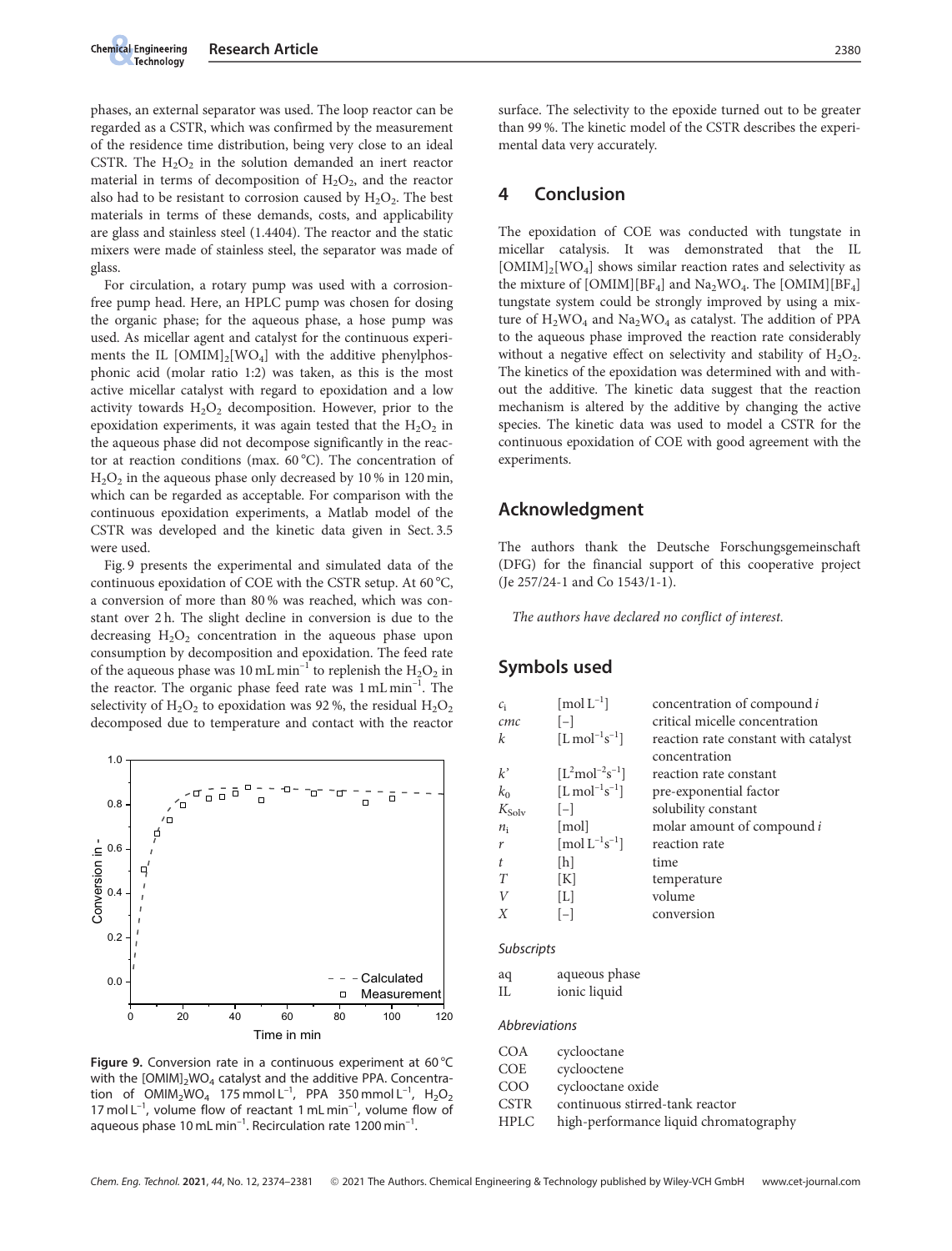phases, an external separator was used. The loop reactor can be regarded as a CSTR, which was confirmed by the measurement of the residence time distribution, being very close to an ideal CSTR. The $H_2O_2$ in the solution demanded an inert reactor material in terms of decomposition of $H_2O_2$, and the reactor also had to be resistant to corrosion caused by $H_2O_2$. The best materials in terms of these demands, costs, and applicability are glass and stainless steel (1.4404). The reactor and the static mixers were made of stainless steel, the separator was made of glass.

For circulation, a rotary pump was used with a corrosion-free pump head. Here, an HPLC pump was chosen for dosing the organic phase; for the aqueous phase, a hose pump was used. As micellar agent and catalyst for the continuous experiments the IL $[OMIM]_2[WO_4]$ with the additive phenylphosphonic acid (molar ratio 1:2) was taken, as this is the most active micellar catalyst with regard to epoxidation and a low activity towards $H_2O_2$ decomposition. However, prior to the epoxidation experiments, it was again tested that the $H_2O_2$ in the aqueous phase did not decompose significantly in the reactor at reaction conditions (max. 60 °C). The concentration of $H_2O_2$ in the aqueous phase only decreased by 10 % in 120 min, which can be regarded as acceptable. For comparison with the continuous epoxidation experiments, a Matlab model of the CSTR was developed and the kinetic data given in Sect. 3.5 were used.

Fig. 9 presents the experimental and simulated data of the continuous epoxidation of COE with the CSTR setup. At 60 °C, a conversion of more than 80 % was reached, which was constant over 2 h. The slight decline in conversion is due to the decreasing $H_2O_2$ concentration in the aqueous phase upon consumption by decomposition and epoxidation. The feed rate of the aqueous phase was 10 mL min$^{-1}$ to replenish the $H_2O_2$ in the reactor. The organic phase feed rate was 1 mL min$^{-1}$. The selectivity of $H_2O_2$ to epoxidation was 92 %, the residual $H_2O_2$ decomposed due to temperature and contact with the reactor surface. The selectivity to the epoxide turned out to be greater than 99 %. The kinetic model of the CSTR describes the experimental data very accurately.

**Figure 9.** Conversion rate in a continuous experiment at 60 °C with the $[OMIM]_2WO_4$ catalyst and the additive PPA. Concentration of $OMIM_2WO_4$ 175 mmol L$^{-1}$, PPA 350 mmol L$^{-1}$, $H_2O_2$ 17 mol L$^{-1}$, volume flow of reactant 1 mL min$^{-1}$, volume flow of aqueous phase 10 mL min$^{-1}$. Recirculation rate 1200 min$^{-1}$.

## 4 Conclusion

The epoxidation of COE was conducted with tungstate in micellar catalysis. It was demonstrated that the IL $[OMIM]_2[WO_4]$ shows similar reaction rates and selectivity as the mixture of $[OMIM][BF_4]$ and $Na_2WO_4$. The $[OMIM][BF_4]$ tungstate system could be strongly improved by using a mixture of $H_2WO_4$ and $Na_2WO_4$ as catalyst. The addition of PPA to the aqueous phase improved the reaction rate considerably without a negative effect on selectivity and stability of $H_2O_2$. The kinetics of the epoxidation was determined with and without the additive. The kinetic data suggest that the reaction mechanism is altered by the additive by changing the active species. The kinetic data was used to model a CSTR for the continuous epoxidation of COE with good agreement with the experiments.

## Acknowledgment

The authors thank the Deutsche Forschungsgemeinschaft (DFG) for the financial support of this cooperative project (Je 257/24-1 and Co 1543/1-1).

*The authors have declared no conflict of interest.*

## Symbols used

| | | |
|---|---|---|
| $c_i$ | [mol L$^{-1}$] | concentration of compound $i$ |
| $cmc$ | [–] | critical micelle concentration |
| $k$ | [L mol$^{-1}$s$^{-1}$] | reaction rate constant with catalyst concentration |
| $k'$ | [L$^2$mol$^{-2}$s$^{-1}$] | reaction rate constant |
| $k_0$ | [L mol$^{-1}$s$^{-1}$] | pre-exponential factor |
| $K_{Solv}$ | [–] | solubility constant |
| $n_i$ | [mol] | molar amount of compound $i$ |
| $r$ | [mol L$^{-1}$s$^{-1}$] | reaction rate |
| $t$ | [h] | time |
| $T$ | [K] | temperature |
| $V$ | [L] | volume |
| $X$ | [–] | conversion |

*Subscripts*

| | |
|---|---|
| aq | aqueous phase |
| IL | ionic liquid |

*Abbreviations*

| | |
|---|---|
| COA | cyclooctane |
| COE | cyclooctene |
| COO | cyclooctane oxide |
| CSTR | continuous stirred-tank reactor |
| HPLC | high-performance liquid chromatography |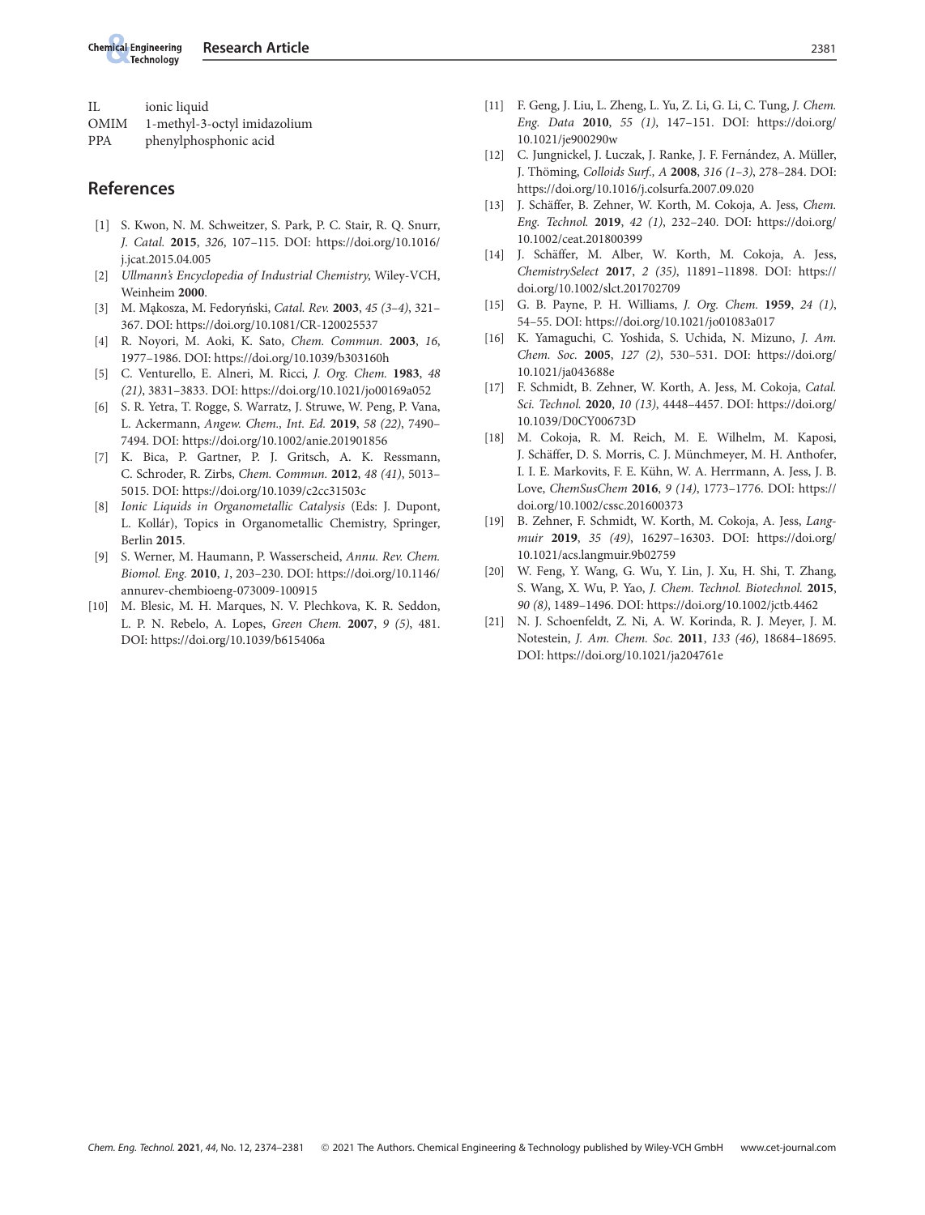| | |
|---|---|
| IL | ionic liquid |
| OMIM | 1-methyl-3-octyl imidazolium |
| PPA | phenylphosphonic acid |

## References

[1] S. Kwon, N. M. Schweitzer, S. Park, P. C. Stair, R. Q. Snurr, *J. Catal.* **2015**, *326*, 107–115. DOI: https://doi.org/10.1016/j.jcat.2015.04.005

[2] *Ullmann's Encyclopedia of Industrial Chemistry*, Wiley-VCH, Weinheim **2000**.

[3] M. Mąkosza, M. Fedoryński, *Catal. Rev.* **2003**, *45 (3–4)*, 321–367. DOI: https://doi.org/10.1081/CR-120025537

[4] R. Noyori, M. Aoki, K. Sato, *Chem. Commun.* **2003**, *16*, 1977–1986. DOI: https://doi.org/10.1039/b303160h

[5] C. Venturello, E. Alneri, M. Ricci, *J. Org. Chem.* **1983**, *48 (21)*, 3831–3833. DOI: https://doi.org/10.1021/jo00169a052

[6] S. R. Yetra, T. Rogge, S. Warratz, J. Struwe, W. Peng, P. Vana, L. Ackermann, *Angew. Chem., Int. Ed.* **2019**, *58 (22)*, 7490–7494. DOI: https://doi.org/10.1002/anie.201901856

[7] K. Bica, P. Gartner, P. J. Gritsch, A. K. Ressmann, C. Schroder, R. Zirbs, *Chem. Commun.* **2012**, *48 (41)*, 5013–5015. DOI: https://doi.org/10.1039/c2cc31503c

[8] *Ionic Liquids in Organometallic Catalysis* (Eds: J. Dupont, L. Kollár), Topics in Organometallic Chemistry, Springer, Berlin **2015**.

[9] S. Werner, M. Haumann, P. Wasserscheid, *Annu. Rev. Chem. Biomol. Eng.* **2010**, *1*, 203–230. DOI: https://doi.org/10.1146/annurev-chembioeng-073009-100915

[10] M. Blesic, M. H. Marques, N. V. Plechkova, K. R. Seddon, L. P. N. Rebelo, A. Lopes, *Green Chem.* **2007**, *9 (5)*, 481. DOI: https://doi.org/10.1039/b615406a

[11] F. Geng, J. Liu, L. Zheng, L. Yu, Z. Li, G. Li, C. Tung, *J. Chem. Eng. Data* **2010**, *55 (1)*, 147–151. DOI: https://doi.org/10.1021/je900290w

[12] C. Jungnickel, J. Łuczak, J. Ranke, J. F. Fernández, A. Müller, J. Thöming, *Colloids Surf., A* **2008**, *316 (1–3)*, 278–284. DOI: https://doi.org/10.1016/j.colsurfa.2007.09.020

[13] J. Schäffer, B. Zehner, W. Korth, M. Cokoja, A. Jess, *Chem. Eng. Technol.* **2019**, *42 (1)*, 232–240. DOI: https://doi.org/10.1002/ceat.201800399

[14] J. Schäffer, M. Alber, W. Korth, M. Cokoja, A. Jess, *ChemistrySelect* **2017**, *2 (35)*, 11891–11898. DOI: https://doi.org/10.1002/slct.201702709

[15] G. B. Payne, P. H. Williams, *J. Org. Chem.* **1959**, *24 (1)*, 54–55. DOI: https://doi.org/10.1021/jo01083a017

[16] K. Yamaguchi, C. Yoshida, S. Uchida, N. Mizuno, *J. Am. Chem. Soc.* **2005**, *127 (2)*, 530–531. DOI: https://doi.org/10.1021/ja043688e

[17] F. Schmidt, B. Zehner, W. Korth, A. Jess, M. Cokoja, *Catal. Sci. Technol.* **2020**, *10 (13)*, 4448–4457. DOI: https://doi.org/10.1039/D0CY00673D

[18] M. Cokoja, R. M. Reich, M. E. Wilhelm, M. Kaposi, J. Schäffer, D. S. Morris, C. J. Münchmeyer, M. H. Anthofer, I. I. E. Markovits, F. E. Kühn, W. A. Herrmann, A. Jess, J. B. Love, *ChemSusChem* **2016**, *9 (14)*, 1773–1776. DOI: https://doi.org/10.1002/cssc.201600373

[19] B. Zehner, F. Schmidt, W. Korth, M. Cokoja, A. Jess, *Langmuir* **2019**, *35 (49)*, 16297–16303. DOI: https://doi.org/10.1021/acs.langmuir.9b02759

[20] W. Feng, Y. Wang, G. Wu, Y. Lin, J. Xu, H. Shi, T. Zhang, S. Wang, X. Wu, P. Yao, *J. Chem. Technol. Biotechnol.* **2015**, *90 (8)*, 1489–1496. DOI: https://doi.org/10.1002/jctb.4462

[21] N. J. Schoenfeldt, Z. Ni, A. W. Korinda, R. J. Meyer, J. M. Notestein, *J. Am. Chem. Soc.* **2011**, *133 (46)*, 18684–18695. DOI: https://doi.org/10.1021/ja204761e